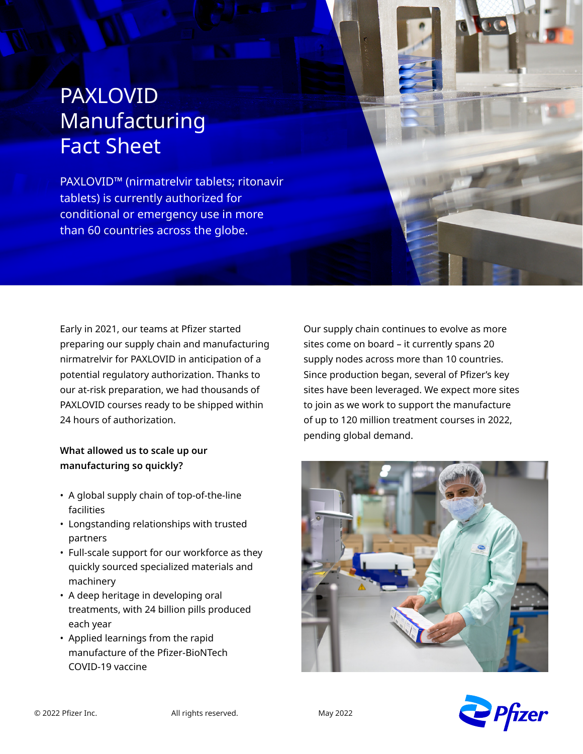# PAXLOVID Manufacturing Fact Sheet

PAXLOVID™ (nirmatrelvir tablets; ritonavir tablets) is currently authorized for conditional or emergency use in more than 60 countries across the globe.

Early in 2021, our teams at Pfizer started preparing our supply chain and manufacturing nirmatrelvir for PAXLOVID in anticipation of a potential regulatory authorization. Thanks to our at-risk preparation, we had thousands of PAXLOVID courses ready to be shipped within 24 hours of authorization.

**What allowed us to scale up our manufacturing so quickly?**

- A global supply chain of top-of-the-line facilities
- Longstanding relationships with trusted partners
- Full-scale support for our workforce as they quickly sourced specialized materials and machinery
- A deep heritage in developing oral treatments, with 24 billion pills produced each year
- Applied learnings from the rapid manufacture of the Pfizer-BioNTech COVID-19 vaccine

Our supply chain continues to evolve as more sites come on board – it currently spans 20 supply nodes across more than 10 countries. Since production began, several of Pfizer's key sites have been leveraged. We expect more sites to join as we work to support the manufacture of up to 120 million treatment courses in 2022, pending global demand.

© 2022 Pfizer Inc. All rights reserved. May 2022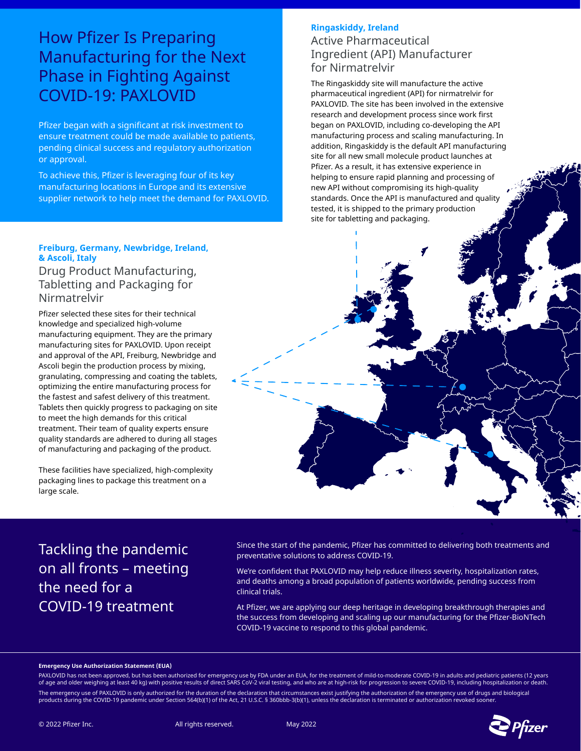# How Pfizer Is Preparing Manufacturing for the Next Phase in Fighting Against COVID-19: PAXLOVID

Pfizer began with a significant at risk investment to ensure treatment could be made available to patients, pending clinical success and regulatory authorization or approval.

To achieve this, Pfizer is leveraging four of its key manufacturing locations in Europe and its extensive supplier network to help meet the demand for PAXLOVID.

**Ringaskiddy, Ireland**

## Active Pharmaceutical Ingredient (API) Manufacturer for Nirmatrelvir

The Ringaskiddy site will manufacture the active pharmaceutical ingredient (API) for nirmatrelvir for PAXLOVID. The site has been involved in the extensive research and development process since work first began on PAXLOVID, including co-developing the API manufacturing process and scaling manufacturing. In addition, Ringaskiddy is the default API manufacturing site for all new small molecule product launches at Pfizer. As a result, it has extensive experience in helping to ensure rapid planning and processing of new API without compromising its high-quality standards. Once the API is manufactured and quality tested, it is shipped to the primary production site for tabletting and packaging.

**Freiburg, Germany, Newbridge, Ireland, & Ascoli, Italy**

## Drug Product Manufacturing, Tabletting and Packaging for Nirmatrelvir

Pfizer selected these sites for their technical knowledge and specialized high-volume manufacturing equipment. They are the primary manufacturing sites for PAXLOVID. Upon receipt and approval of the API, Freiburg, Newbridge and Ascoli begin the production process by mixing, granulating, compressing and coating the tablets, optimizing the entire manufacturing process for the fastest and safest delivery of this treatment. Tablets then quickly progress to packaging on site to meet the high demands for this critical treatment. Their team of quality experts ensure quality standards are adhered to during all stages of manufacturing and packaging of the product.

These facilities have specialized, high-complexity packaging lines to package this treatment on a large scale.

## Tackling the pandemic on all fronts – meeting the need for a COVID-19 treatment

Since the start of the pandemic, Pfizer has committed to delivering both treatments and preventative solutions to address COVID-19.

We're confident that PAXLOVID may help reduce illness severity, hospitalization rates, and deaths among a broad population of patients worldwide, pending success from clinical trials.

At Pfizer, we are applying our deep heritage in developing breakthrough therapies and the success from developing and scaling up our manufacturing for the Pfizer-BioNTech COVID-19 vaccine to respond to this global pandemic.

**Emergency Use Authorization Statement (EUA)**

PAXLOVID has not been approved, but has been authorized for emergency use by FDA under an EUA, for the treatment of mild-to-moderate COVID-19 in adults and pediatric patients (12 years of age and older weighing at least 40 kg) with positive results of direct SARS CoV-2 viral testing, and who are at high-risk for progression to severe COVID-19, including hospitalization or death.

The emergency use of PAXLOVID is only authorized for the duration of the declaration that circumstances exist justifying the authorization of the emergency use of drugs and biological products during the COVID-19 pandemic under Section 564(b)(1) of the Act, 21 U.S.C. § 360bbb-3(b)(1), unless the declaration is terminated or authorization revoked sooner.

© 2022 Pfizer Inc. All rights reserved. May 2022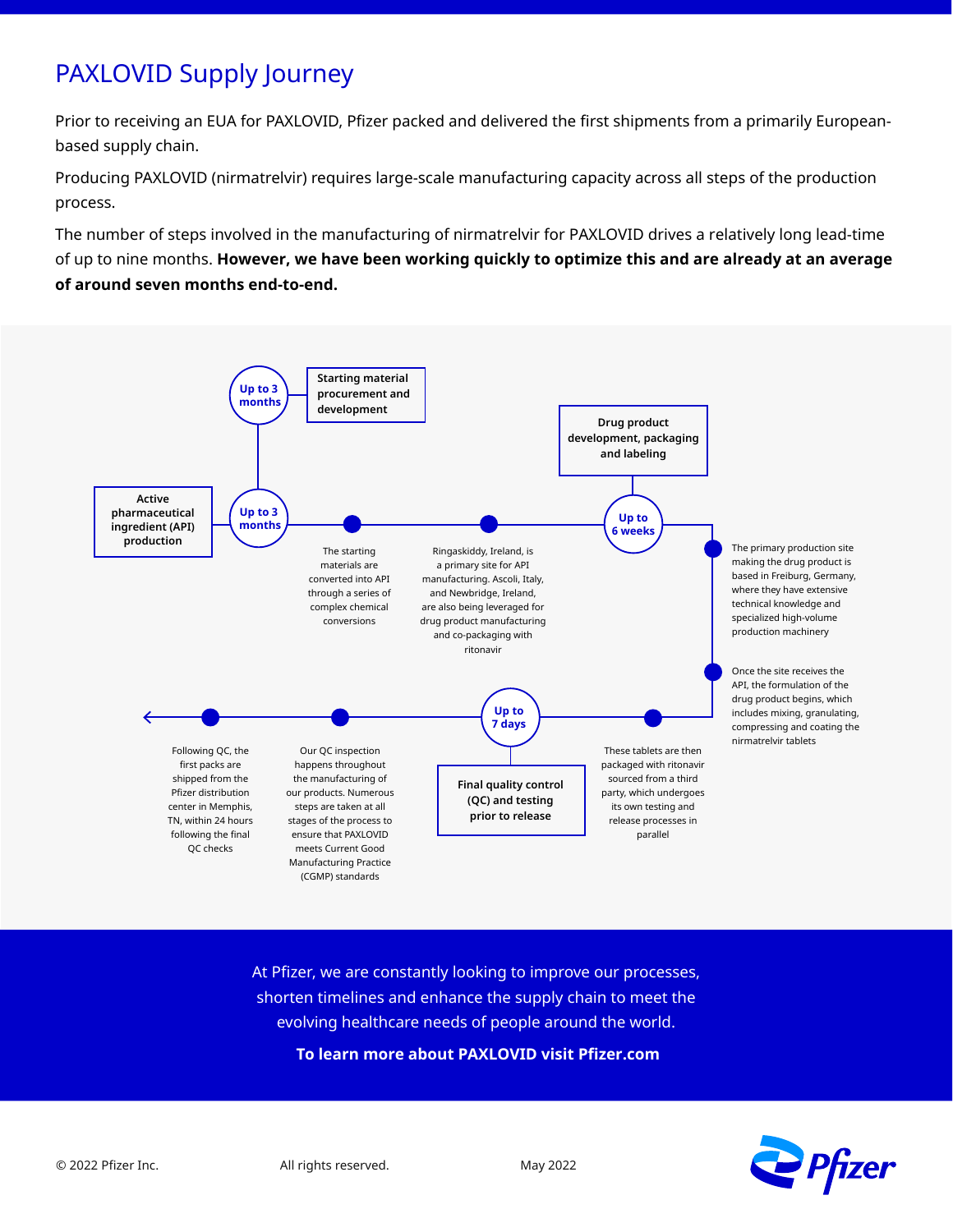# PAXLOVID Supply Journey

Prior to receiving an EUA for PAXLOVID, Pfizer packed and delivered the first shipments from a primarily European-based supply chain.

Producing PAXLOVID (nirmatrelvir) requires large-scale manufacturing capacity across all steps of the production process.

The number of steps involved in the manufacturing of nirmatrelvir for PAXLOVID drives a relatively long lead-time of up to nine months. **However, we have been working quickly to optimize this and are already at an average of around seven months end-to-end.**

**Up to 3 months** — **Starting material procurement and development**

**Up to 3 months** — **Active pharmaceutical ingredient (API) production**

The starting materials are converted into API through a series of complex chemical conversions

Ringaskiddy, Ireland, is a primary site for API manufacturing. Ascoli, Italy, and Newbridge, Ireland, are also being leveraged for drug product manufacturing and co-packaging with ritonavir

**Up to 6 weeks** — **Drug product development, packaging and labeling**

The primary production site making the drug product is based in Freiburg, Germany, where they have extensive technical knowledge and specialized high-volume production machinery

Once the site receives the API, the formulation of the drug product begins, which includes mixing, granulating, compressing and coating the nirmatrelvir tablets

These tablets are then packaged with ritonavir sourced from a third party, which undergoes its own testing and release processes in parallel

**Up to 7 days** — **Final quality control (QC) and testing prior to release**

Our QC inspection happens throughout the manufacturing of our products. Numerous steps are taken at all stages of the process to ensure that PAXLOVID meets Current Good Manufacturing Practice (CGMP) standards

Following QC, the first packs are shipped from the Pfizer distribution center in Memphis, TN, within 24 hours following the final QC checks

At Pfizer, we are constantly looking to improve our processes, shorten timelines and enhance the supply chain to meet the evolving healthcare needs of people around the world.

**To learn more about PAXLOVID visit Pfizer.com**

© 2022 Pfizer Inc. All rights reserved. May 2022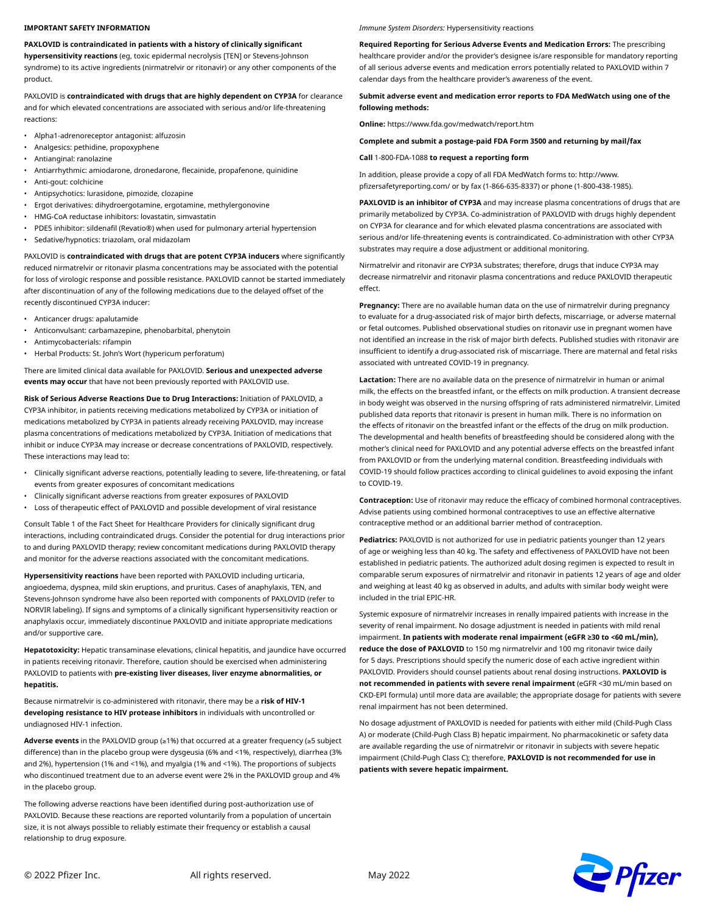**IMPORTANT SAFETY INFORMATION**

**PAXLOVID is contraindicated in patients with a history of clinically significant hypersensitivity reactions** (eg, toxic epidermal necrolysis [TEN] or Stevens-Johnson syndrome) to its active ingredients (nirmatrelvir or ritonavir) or any other components of the product.

PAXLOVID is **contraindicated with drugs that are highly dependent on CYP3A** for clearance and for which elevated concentrations are associated with serious and/or life-threatening reactions:

- Alpha1-adrenoreceptor antagonist: alfuzosin
- Analgesics: pethidine, propoxyphene
- Antianginal: ranolazine
- Antiarrhythmic: amiodarone, dronedarone, flecainide, propafenone, quinidine
- Anti-gout: colchicine
- Antipsychotics: lurasidone, pimozide, clozapine
- Ergot derivatives: dihydroergotamine, ergotamine, methylergonovine
- HMG-CoA reductase inhibitors: lovastatin, simvastatin
- PDE5 inhibitor: sildenafil (Revatio®) when used for pulmonary arterial hypertension
- Sedative/hypnotics: triazolam, oral midazolam

PAXLOVID is **contraindicated with drugs that are potent CYP3A inducers** where significantly reduced nirmatrelvir or ritonavir plasma concentrations may be associated with the potential for loss of virologic response and possible resistance. PAXLOVID cannot be started immediately after discontinuation of any of the following medications due to the delayed offset of the recently discontinued CYP3A inducer:

- Anticancer drugs: apalutamide
- Anticonvulsant: carbamazepine, phenobarbital, phenytoin
- Antimycobacterials: rifampin
- Herbal Products: St. John's Wort (hypericum perforatum)

There are limited clinical data available for PAXLOVID. **Serious and unexpected adverse events may occur** that have not been previously reported with PAXLOVID use.

**Risk of Serious Adverse Reactions Due to Drug Interactions:** Initiation of PAXLOVID, a CYP3A inhibitor, in patients receiving medications metabolized by CYP3A or initiation of medications metabolized by CYP3A in patients already receiving PAXLOVID, may increase plasma concentrations of medications metabolized by CYP3A. Initiation of medications that inhibit or induce CYP3A may increase or decrease concentrations of PAXLOVID, respectively. These interactions may lead to:

- Clinically significant adverse reactions, potentially leading to severe, life-threatening, or fatal events from greater exposures of concomitant medications
- Clinically significant adverse reactions from greater exposures of PAXLOVID
- Loss of therapeutic effect of PAXLOVID and possible development of viral resistance

Consult Table 1 of the Fact Sheet for Healthcare Providers for clinically significant drug interactions, including contraindicated drugs. Consider the potential for drug interactions prior to and during PAXLOVID therapy; review concomitant medications during PAXLOVID therapy and monitor for the adverse reactions associated with the concomitant medications.

**Hypersensitivity reactions** have been reported with PAXLOVID including urticaria, angioedema, dyspnea, mild skin eruptions, and pruritus. Cases of anaphylaxis, TEN, and Stevens-Johnson syndrome have also been reported with components of PAXLOVID (refer to NORVIR labeling). If signs and symptoms of a clinically significant hypersensitivity reaction or anaphylaxis occur, immediately discontinue PAXLOVID and initiate appropriate medications and/or supportive care.

**Hepatotoxicity:** Hepatic transaminase elevations, clinical hepatitis, and jaundice have occurred in patients receiving ritonavir. Therefore, caution should be exercised when administering PAXLOVID to patients with **pre-existing liver diseases, liver enzyme abnormalities, or hepatitis.**

Because nirmatrelvir is co-administered with ritonavir, there may be a **risk of HIV-1 developing resistance to HIV protease inhibitors** in individuals with uncontrolled or undiagnosed HIV-1 infection.

**Adverse events** in the PAXLOVID group (≥1%) that occurred at a greater frequency (≥5 subject difference) than in the placebo group were dysgeusia (6% and <1%, respectively), diarrhea (3% and 2%), hypertension (1% and <1%), and myalgia (1% and <1%). The proportions of subjects who discontinued treatment due to an adverse event were 2% in the PAXLOVID group and 4% in the placebo group.

The following adverse reactions have been identified during post-authorization use of PAXLOVID. Because these reactions are reported voluntarily from a population of uncertain size, it is not always possible to reliably estimate their frequency or establish a causal relationship to drug exposure.

*Immune System Disorders:* Hypersensitivity reactions

**Required Reporting for Serious Adverse Events and Medication Errors:** The prescribing healthcare provider and/or the provider's designee is/are responsible for mandatory reporting of all serious adverse events and medication errors potentially related to PAXLOVID within 7 calendar days from the healthcare provider's awareness of the event.

**Submit adverse event and medication error reports to FDA MedWatch using one of the following methods:**

**Online:** https://www.fda.gov/medwatch/report.htm

**Complete and submit a postage-paid FDA Form 3500 and returning by mail/fax**

**Call** 1-800-FDA-1088 **to request a reporting form**

In addition, please provide a copy of all FDA MedWatch forms to: http://www.pfizersafetyreporting.com/ or by fax (1-866-635-8337) or phone (1-800-438-1985).

**PAXLOVID is an inhibitor of CYP3A** and may increase plasma concentrations of drugs that are primarily metabolized by CYP3A. Co-administration of PAXLOVID with drugs highly dependent on CYP3A for clearance and for which elevated plasma concentrations are associated with serious and/or life-threatening events is contraindicated. Co-administration with other CYP3A substrates may require a dose adjustment or additional monitoring.

Nirmatrelvir and ritonavir are CYP3A substrates; therefore, drugs that induce CYP3A may decrease nirmatrelvir and ritonavir plasma concentrations and reduce PAXLOVID therapeutic effect.

**Pregnancy:** There are no available human data on the use of nirmatrelvir during pregnancy to evaluate for a drug-associated risk of major birth defects, miscarriage, or adverse maternal or fetal outcomes. Published observational studies on ritonavir use in pregnant women have not identified an increase in the risk of major birth defects. Published studies with ritonavir are insufficient to identify a drug-associated risk of miscarriage. There are maternal and fetal risks associated with untreated COVID-19 in pregnancy.

**Lactation:** There are no available data on the presence of nirmatrelvir in human or animal milk, the effects on the breastfed infant, or the effects on milk production. A transient decrease in body weight was observed in the nursing offspring of rats administered nirmatrelvir. Limited published data reports that ritonavir is present in human milk. There is no information on the effects of ritonavir on the breastfed infant or the effects of the drug on milk production. The developmental and health benefits of breastfeeding should be considered along with the mother's clinical need for PAXLOVID and any potential adverse effects on the breastfed infant from PAXLOVID or from the underlying maternal condition. Breastfeeding individuals with COVID-19 should follow practices according to clinical guidelines to avoid exposing the infant to COVID-19.

**Contraception:** Use of ritonavir may reduce the efficacy of combined hormonal contraceptives. Advise patients using combined hormonal contraceptives to use an effective alternative contraceptive method or an additional barrier method of contraception.

**Pediatrics:** PAXLOVID is not authorized for use in pediatric patients younger than 12 years of age or weighing less than 40 kg. The safety and effectiveness of PAXLOVID have not been established in pediatric patients. The authorized adult dosing regimen is expected to result in comparable serum exposures of nirmatrelvir and ritonavir in patients 12 years of age and older and weighing at least 40 kg as observed in adults, and adults with similar body weight were included in the trial EPIC-HR.

Systemic exposure of nirmatrelvir increases in renally impaired patients with increase in the severity of renal impairment. No dosage adjustment is needed in patients with mild renal impairment. **In patients with moderate renal impairment (eGFR ≥30 to <60 mL/min), reduce the dose of PAXLOVID** to 150 mg nirmatrelvir and 100 mg ritonavir twice daily for 5 days. Prescriptions should specify the numeric dose of each active ingredient within PAXLOVID. Providers should counsel patients about renal dosing instructions. **PAXLOVID is not recommended in patients with severe renal impairment** (eGFR <30 mL/min based on CKD-EPI formula) until more data are available; the appropriate dosage for patients with severe renal impairment has not been determined.

No dosage adjustment of PAXLOVID is needed for patients with either mild (Child-Pugh Class A) or moderate (Child-Pugh Class B) hepatic impairment. No pharmacokinetic or safety data are available regarding the use of nirmatrelvir or ritonavir in subjects with severe hepatic impairment (Child-Pugh Class C); therefore, **PAXLOVID is not recommended for use in patients with severe hepatic impairment.**

© 2022 Pfizer Inc. All rights reserved. May 2022